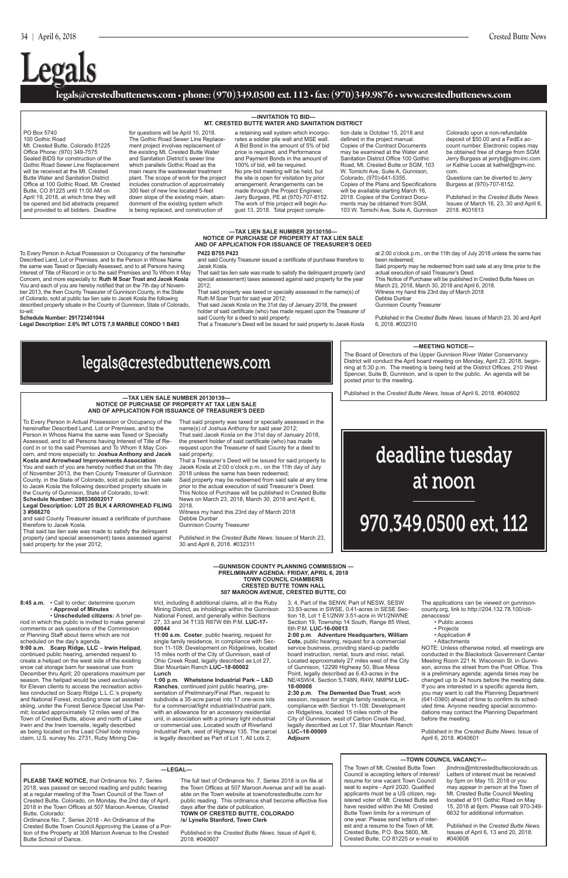# Legals

**legals@crestedbuttenews.com • phone: (970)349.0500 ext. 112 • fax: (970)349.9876 • www.crestedbuttenews.com**

## —INVITATION TO BID— MT. CRESTED BUTTE WATER AND SANITATION DISTRICT

PO Box 5740
100 Gothic Road
Mt. Crested Butte, Colorado 81225
Office Phone: (970) 349-7575

Sealed BIDS for construction of the Gothic Road Sewer Line Replacement will be received at the Mt. Crested Butte Water and Sanitation District Office at 100 Gothic Road, Mt. Crested Butte, CO 81225 until 11:00 AM on April 19, 2018, at which time they will be opened and bid abstracts prepared and provided to all bidders. Deadline for questions will be April 10, 2018.

The Gothic Road Sewer Line Replacement project involves replacement of the existing Mt. Crested Butte Water and Sanitation District's sewer line which parallels Gothic Road as the main nears the wastewater treatment plant. The scope of work for the project includes construction of approximately 300 feet of new line located 5-feet down slope of the existing main, abandonment of the existing system which is being replaced, and construction of a retaining wall system which incorporates a soldier pile wall and MSE wall.

A Bid Bond in the amount of 5% of bid price is required, and Performance and Payment Bonds in the amount of 100% of bid, will be required.

No pre-bid meeting will be held, but the site is open for visitation by prior arrangement. Arrangements can be made through the Project Engineer, Jerry Burgess, PE at (970)-707-8152.

The work of this project will begin August 13, 2018. Total project completion date is October 15, 2018 and defined in the project manual.

Copies of the Contract Documents may be examined at the Water and Sanitation District Office 100 Gothic Road, Mt. Crested Butte or SGM, 103 W. Tomichi Ave, Suite A, Gunnison, Colorado, (970)-641-5355.

Copies of the Plans and Specifications will be available starting March 16, 2018. Copies of the Contract Documents may be obtained from SGM, 103 W. Tomichi Ave, Suite A, Gunnison Colorado upon a non-refundable deposit of $50.00 and a FedEx account number. Electronic copies may be obtained free of charge from SGM: Jerry Burgess at jerryb@sgm-inc.com or Kathie Lucas at kathiel@sgm-inc.com.

Questions can be diverted to Jerry Burgess at (970)-707-8152.

Published in the *Crested Butte News*. Issues of March 16, 23, 30 and April 6, 2018. #031613

## —TAX LIEN SALE NUMBER 20130150— NOTICE OF PURCHASE OF PROPERTY AT TAX LIEN SALE AND OF APPLICATION FOR ISSUANCE OF TREASURER'S DEED

To Every Person in Actual Possession or Occupancy of the hereinafter Described Land, Lot or Premises, and to the Person in Whose Name the same was Taxed or Specially Assessed, and to all Persons having Interest of Title of Record in or to the said Premises and To Whom It May Concern, and more especially to: **Ruth M Soar Trust and Jacek Kosla**

You and each of you are hereby notified that on the 7th day of November 2013, the then County Treasurer of Gunnison County, in the State of Colorado, sold at public tax lien sale to Jacek Kosla the following described property situate in the County of Gunnison, State of Colorado, to-wit:

**Schedule Number: 291723401044**
**Legal Description: 2.6% INT LOTS 7,9 MARBLE CONDO 1 B483 P422 B755 P423**

and said County Treasurer issued a certificate of purchase therefore to Jacek Kosla.

That said tax lien sale was made to satisfy the delinquent property (and special assessment) taxes assessed against said property for the year 2012;

That said property was taxed or specially assessed in the name(s) of Ruth M Soar Trust for said year 2012;

That said Jacek Kosla on the 31st day of January 2018, the present holder of said certificate (who) has made request upon the Treasurer of said County for a deed to said property;

That a Treasurer's Deed will be issued for said property to Jacek Kosla at 2:00 o'clock p.m., on the 11th day of July 2018 unless the same has been redeemed;

Said property may be redeemed from said sale at any time prior to the actual execution of said Treasurer's Deed.

This Notice of Purchase will be published in Crested Butte News on March 23, 2018, March 30, 2018 and April 6, 2018.

Witness my hand this 23rd day of March 2018
Debbie Dunbar
Gunnison County Treasurer

Published in the *Crested Butte News*. Issues of March 23, 30 and April 6, 2018. #032310

legals@crestedbuttenews.com

## —MEETING NOTICE—

The Board of Directors of the Upper Gunnison River Water Conservancy District will conduct the April board meeting on Monday, April 23, 2018, beginning at 5:30 p.m. The meeting is being held at the District Offices, 210 West Spencer, Suite B, Gunnison, and is open to the public. An agenda will be posted prior to the meeting.

Published in the *Crested Butte News*. Issue of April 6, 2018. #040602

## —TAX LIEN SALE NUMBER 20130139— NOTICE OF PURCHASE OF PROPERTY AT TAX LIEN SALE AND OF APPLICATION FOR ISSUANCE OF TREASURER'S DEED

To Every Person in Actual Possession or Occupancy of the hereinafter Described Land, Lot or Premises, and to the Person in Whose Name the same was Taxed or Specially Assessed, and to all Persons having Interest of Title of Record in or to the said Premises and To Whom It May Concern, and more especially to: **Joshua Anthony and Jacek Kosla and Arrowhead Improvements Association**

You and each of you are hereby notified that on the 7th day of November 2013, the then County Treasurer of Gunnison County, in the State of Colorado, sold at public tax lien sale to Jacek Kosla the following described property situate in the County of Gunnison, State of Colorado, to-wit:

**Schedule Number: 398536002017**
**Legal Description: LOT 25 BLK 4 ARROWHEAD FILING 3 #566270**

and said County Treasurer issued a certificate of purchase therefore to Jacek Kosla.

That said tax lien sale was made to satisfy the delinquent property (and special assessment) taxes assessed against said property for the year 2012;

That said property was taxed or specially assessed in the name(s) of Joshua Anthony for said year 2012;

That said Jacek Kosla on the 31st day of January 2018, the present holder of said certificate (who) has made request upon the Treasurer of said County for a deed to said property;

That a Treasurer's Deed will be issued for said property to Jacek Kosla at 2:00 o'clock p.m., on the 11th day of July 2018 unless the same has been redeemed;

Said property may be redeemed from said sale at any time prior to the actual execution of said Treasurer's Deed.

This Notice of Purchase will be published in Crested Butte News on March 23, 2018, March 30, 2018 and April 6, 2018.

Witness my hand this 23rd day of March 2018
Debbie Dunbar
Gunnison County Treasurer

Published in the *Crested Butte News*. Issues of March 23, 30 and April 6, 2018. #032311

deadline tuesday at noon

970.349.0500 ext. 112

## —GUNNISON COUNTY PLANNING COMMISSION — PRELIMINARY AGENDA: FRIDAY, APRIL 6, 2018 TOWN COUNCIL CHAMBERS CRESTED BUTTE TOWN HALL 507 MAROON AVENUE, CRESTED BUTTE, CO

**8:45 a.m.** • Call to order; determine quorum
• **Approval of Minutes**
• **Unscheduled citizens:** A brief period in which the public is invited to make general comments or ask questions of the Commission or Planning Staff about items which are not scheduled on the day's agenda.

**9:00 a.m. Scarp Ridge, LLC – Irwin Helipad**, continued public hearing, amended request to create a helipad on the west side of the existing snow cat storage barn for seasonal use from December thru April; 20 operations maximum per season. The helipad would be used exclusively for Eleven clients to access the recreation activities conducted on Scarp Ridge L.L.C.'s property and National Forest, including snow cat assisted skiing, under the Forest Service Special Use Permit; located approximately 12 miles west of the Town of Crested Butte, above and north of Lake Irwin and the Irwin townsite, legally described as being located on the Lead Chief lode mining claim, U.S. survey No. 2731, Ruby Mining District, including 8 additional claims, all in the Ruby Mining District, as inholdings within the Gunnison National Forest, and generally within Sections 27, 33 and 34 T13S R87W 6th P.M. **LUC-17-00044**

**11:00 a.m. Coster**, public hearing, request for single family residence, in compliance with Section 11-108: Development on Ridgelines, located 15 miles north of the City of Gunnison, east of Ohio Creek Road, legally described as Lot 27, Star Mountain Ranch **LUC–18-00002**

**Lunch**

**1:00 p.m. Whetstone Industrial Park – L&D Ranches**, continued joint public hearing, presentation of Preliminary/Final Plan, request to subdivide a 35-acre parcel into 17 one-acre lots for a commercial/light industrial/industrial park, with an allowance for an accessory residential unit, in association with a primary light industrial or commercial use. Located south of Riverland Industrial Park, west of Highway 135. The parcel is legally described as Part of Lot 1, All Lots 2, 3, 4, Part of the SENW, Part of NESW, SESW 33.93-acres in SWSE, 0.41-acres in SESE Section 18, Lot 1 E1/2NW 3.51-acre in W1/2NWNE Section 19, Township 14 South, Range 85 West, 6th P.M. **LUC-16-00013**

**2:00 p.m. Adventure Headquarters, William Cote,** public hearing, request for a commercial service business, providing stand-up paddle board instruction, rental, tours and misc. retail. Located approximately 27 miles west of the City of Gunnison, 12299 Highway 50, Blue Mesa Point, legally described as 6.43-acres in the NE/4SW/4, Section 5,T48N, R4W, NMPM **LUC-18-00008**

**2:30 p.m. The Demented Duo Trust**, work session, request for single family residence, in compliance with Section 11-108: Development on Ridgelines, located 15 miles north of the City of Gunnison, west of Carbon Creek Road, legally described as Lot 17, Star Mountain Ranch **LUC–18-00009**

**Adjourn**

The applications can be viewed on gunnisoncounty.org, link to http://204.132.78.100/citizenaccess/
- Public access
- Projects
- Application #
- Attachments

NOTE: Unless otherwise noted, all meetings are conducted in the Blackstock Government Center Meeting Room 221 N. Wisconsin St. in Gunnison, across the street from the Post Office. This is a preliminary agenda; agenda times may be changed up to 24 hours before the meeting date. If you are interested in a specific agenda item, you may want to call the Planning Department (641-0360) ahead of time to confirm its scheduled time. Anyone needing special accommodations may contact the Planning Department before the meeting.

Published in the *Crested Butte News*. Issue of April 6, 2018. #040601

## —LEGAL—

**PLEASE TAKE NOTICE,** that Ordinance No. 7, Series 2018, was passed on second reading and public hearing at a regular meeting of the Town Council of the Town of Crested Butte, Colorado, on Monday, the 2nd day of April, 2018 in the Town Offices at 507 Maroon Avenue, Crested Butte, Colorado:

Ordinance No. 7, Series 2018 - An Ordinance of the Crested Butte Town Council Approving the Lease of a Portion of the Property at 306 Maroon Avenue to the Crested Butte School of Dance.

The full text of Ordinance No. 7, Series 2018 is on file at the Town Offices at 507 Maroon Avenue and will be available on the Town website at townofcrestedbutte.com for public reading. This ordinance shall become effective five days after the date of publication.

**TOWN OF CRESTED BUTTE, COLORADO**
**/s/ Lynelle Stanford, Town Clerk**

Published in the *Crested Butte News*. Issue of April 6, 2018. #040607

## —TOWN COUNCIL VACANCY—

The Town of Mt. Crested Butte Town Council is accepting letters of interest/resume for one vacant Town Council seat to expire - April 2020. Qualified applicants must be a US citizen, registered voter of Mt. Crested Butte and have resided within the Mt. Crested Butte Town limits for a minimum of one year. Please send letters of interest and a resume to the Town of Mt. Crested Butte, P.O. Box 5800, Mt. Crested Butte, CO 81225 or e-mail to jlindros@mtcrestedbuttecolorado.us. Letters of interest must be received by 5pm on May 10, 2018 or you may appear in person at the Town of Mt. Crested Butte Council Meeting located at 911 Gothic Road on May 15, 2018 at 6pm. Please call 970-349-6632 for additional information.

Published in the *Crested Butte News*. Issues of April 6, 13 and 20, 2018. #040608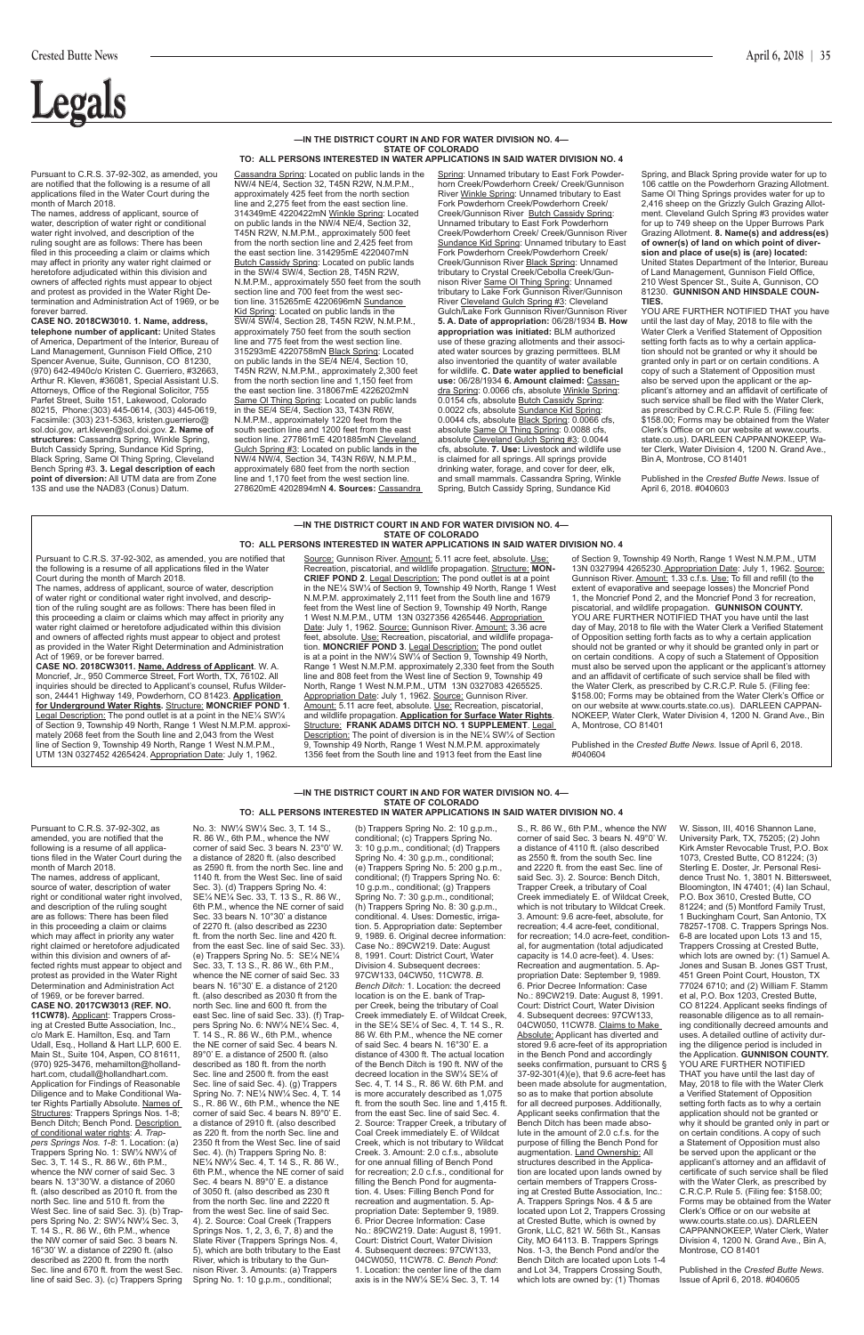# Legals

**—IN THE DISTRICT COURT IN AND FOR WATER DIVISION NO. 4—**
**STATE OF COLORADO**
**TO: ALL PERSONS INTERESTED IN WATER APPLICATIONS IN SAID WATER DIVISION NO. 4**

Pursuant to C.R.S. 37-92-302, as amended, you are notified that the following is a resume of all applications filed in the Water Court during the month of March 2018.

The names, address of applicant, source of water, description of water right or conditional water right involved, and description of the ruling sought are as follows: There has been filed in this proceeding a claim or claims which may affect in priority any water right claimed or heretofore adjudicated within this division and owners of affected rights must appear to object and protest as provided in the Water Right Determination and Administration Act of 1969, or be forever barred.

**CASE NO. 2018CW3010. 1. Name, address, telephone number of applicant:** United States of America, Department of the Interior, Bureau of Land Management, Gunnison Field Office, 210 Spencer Avenue, Suite, Gunnison, CO 81230, (970) 642-4940c/o Kristen C. Guerriero, #32663, Arthur R. Kleven, #36081, Special Assistant U.S. Attorneys, Office of the Regional Solicitor, 755 Parfet Street, Suite 151, Lakewood, Colorado 80215, Phone:(303) 445-0614, (303) 445-0619, Facsimile: (303) 231-5363, kristen.guerriero@sol.doi.gov, art.kleven@sol.doi.gov. **2. Name of structures:** Cassandra Spring, Winkle Spring, Butch Cassidy Spring, Sundance Kid Spring, Black Spring, Same Ol Thing Spring, Cleveland Bench Spring #3. **3. Legal description of each point of diversion:** All UTM data are from Zone 13S and use the NAD83 (Conus) Datum. Cassandra Spring: Located on public lands in the NW/4 NE/4, Section 32, T45N R2W, N.M.P.M., approximately 425 feet from the north section line and 2,275 feet from the east section line. 314349mE 4220422mN Winkle Spring: Located on public lands in the NW/4 NE/4, Section 32, T45N R2W, N.M.P.M., approximately 500 feet from the north section line and 2,425 feet from the east section line. 314295mE 4220407mN Butch Cassidy Spring: Located on public lands in the SW/4 SW/4, Section 28, T45N R2W, N.M.P.M., approximately 550 feet from the south section line and 700 feet from the west section line. 315265mE 4220696mN Sundance Kid Spring: Located on public lands in the SW/4 SW/4, Section 28, T45N R2W, N.M.P.M., approximately 750 feet from the south section line and 775 feet from the west section line. 315293mE 4220758mN Black Spring: Located on public lands in the SE/4 NE/4, Section 10, T45N R2W, N.M.P.M., approximately 2,300 feet from the north section line and 1,150 feet from the east section line. 318067mE 4226202mN Same Ol Thing Spring: Located on public lands in the SE/4 SE/4, Section 33, T43N R6W, N.M.P.M., approximately 1220 feet from the south section line and 1200 feet from the east section line. 277861mE 4201885mN Cleveland Gulch Spring #3: Located on public lands in the NW/4 NW/4, Section 34, T43N R6W, N.M.P.M., approximately 680 feet from the north section line and 1,170 feet from the west section line. 278620mE 4202894mN **4. Sources:** Cassandra Spring: Unnamed tributary to East Fork Powderhorn Creek/Powderhorn Creek/ Creek/Gunnison River Winkle Spring: Unnamed tributary to East Fork Powderhorn Creek/Powderhorn Creek/ Creek/Gunnison River Butch Cassidy Spring: Unnamed tributary to East Fork Powderhorn Creek/Powderhorn Creek/ Creek/Gunnison River Sundance Kid Spring: Unnamed tributary to East Fork Powderhorn Creek/Powderhorn Creek/ Creek/Gunnison River Black Spring: Unnamed tributary to Crystal Creek/Cebolla Creek/Gunnison River Same Ol Thing Spring: Unnamed tributary to Lake Fork Gunnison River/Gunnison River Cleveland Gulch Spring #3: Cleveland Gulch/Lake Fork Gunnison River/Gunnison River **5. A. Date of appropriation:** 06/28/1934 **B. How appropriation was initiated:** BLM authorized use of these grazing allotments and their associated water sources by grazing permittees. BLM also inventoried the quantity of water available for wildlife. **C. Date water applied to beneficial use:** 06/28/1934 **6. Amount claimed:** Cassandra Spring: 0.0066 cfs, absolute Winkle Spring: 0.0154 cfs, absolute Butch Cassidy Spring: 0.0022 cfs, absolute Sundance Kid Spring: 0.0044 cfs, absolute Black Spring: 0.0066 cfs, absolute Same Ol Thing Spring: 0.0088 cfs, absolute Cleveland Gulch Spring #3: 0.0044 cfs, absolute. **7. Use:** Livestock and wildlife use is claimed for all springs. All springs provide drinking water, forage, and cover for deer, elk, and small mammals. Cassandra Spring, Winkle Spring, Butch Cassidy Spring, Sundance Kid Spring, and Black Spring provide water for up to 106 cattle on the Powderhorn Grazing Allotment. Same Ol Thing Springs provides water for up to 2,416 sheep on the Grizzly Gulch Grazing Allotment. Cleveland Gulch Spring #3 provides water for up to 749 sheep on the Upper Burrows Park Grazing Allotment. **8. Name(s) and address(es) of owner(s) of land on which point of diversion and place of use(s) is (are) located:** United States Department of the Interior, Bureau of Land Management, Gunnison Field Office, 210 West Spencer St., Suite A, Gunnison, CO 81230. **GUNNISON AND HINSDALE COUNTIES.**

YOU ARE FURTHER NOTIFIED THAT you have until the last day of May, 2018 to file with the Water Clerk a Verified Statement of Opposition setting forth facts as to why a certain application should not be granted or why it should be granted only in part or on certain conditions. A copy of such a Statement of Opposition must also be served upon the applicant or the applicant's attorney and an affidavit of certificate of such service shall be filed with the Water Clerk, as prescribed by C.R.C.P. Rule 5. (Filing fee: $158.00; Forms may be obtained from the Water Clerk's Office or on our website at www.courts.state.co.us). DARLEEN CAPPANNOKEEP, Water Clerk, Water Division 4, 1200 N. Grand Ave., Bin A, Montrose, CO 81401

Published in the *Crested Butte News*. Issue of April 6, 2018. #040603

---

**—IN THE DISTRICT COURT IN AND FOR WATER DIVISION NO. 4—**
**STATE OF COLORADO**
**TO: ALL PERSONS INTERESTED IN WATER APPLICATIONS IN SAID WATER DIVISION NO. 4**

Pursuant to C.R.S. 37-92-302, as amended, you are notified that the following is a resume of all applications filed in the Water Court during the month of March 2018.

The names, address of applicant, source of water, description of water right or conditional water right involved, and description of the ruling sought are as follows: There has been filed in this proceeding a claim or claims which may affect in priority any water right claimed or heretofore adjudicated within this division and owners of affected rights must appear to object and protest as provided in the Water Right Determination and Administration Act of 1969, or be forever barred.

**CASE NO. 2018CW3011. Name, Address of Applicant**. W. A. Moncrief, Jr., 950 Commerce Street, Fort Worth, TX, 76102. All inquiries should be directed to Applicant's counsel, Rufus Wilderson, 24441 Highway 149, Powderhorn, CO 81423. **Application for Underground Water Rights.** Structure: **MONCRIEF POND 1**. Legal Description: The pond outlet is at a point in the NE¼ SW¼ of Section 9, Township 49 North, Range 1 West N.M.P.M. approximately 2068 feet from the South line and 2,043 from the West line of Section 9, Township 49 North, Range 1 West N.M.P.M., UTM 13N 0327452 4265424. Appropriation Date: July 1, 1962. Source: Gunnison River. Amount: 5.11 acre feet, absolute. Use: Recreation, piscatorial, and wildlife propagation. Structure: **MONCRIEF POND 2**. Legal Description: The pond outlet is at a point in the NE¼ SW¼ of Section 9, Township 49 North, Range 1 West N.M.P.M. approximately 2,111 feet from the South line and 1679 feet from the West line of Section 9, Township 49 North, Range 1 West N.M.P.M., UTM 13N 0327356 4265446. Appropriation Date: July 1, 1962. Source: Gunnison River. Amount: 3.36 acre feet, absolute. Use: Recreation, piscatorial, and wildlife propagation. **MONCRIEF POND 3**. Legal Description: The pond outlet is at a point in the NW¼ SW¼ of Section 9, Township 49 North, Range 1 West N.M.P.M. approximately 2,330 feet from the South line and 808 feet from the West line of Section 9, Township 49 North, Range 1 West N.M.P.M., UTM 13N 0327083 4265525. Appropriation Date: July 1, 1962. Source: Gunnison River. Amount: 5.11 acre feet, absolute. Use: Recreation, piscatorial, and wildlife propagation. **Application for Surface Water Rights**. Structure: **FRANK ADAMS DITCH NO. 1 SUPPLEMENT**. Legal Description: The point of diversion is in the NE¼ SW¼ of Section 9, Township 49 North, Range 1 West N.M.P.M. approximately 1356 feet from the South line and 1913 feet from the East line of Section 9, Township 49 North, Range 1 West N.M.P.M., UTM 13N 0327994 4265230. Appropriation Date: July 1, 1962. Source: Gunnison River. Amount: 1.33 c.f.s. Use: To fill and refill (to the extent of evaporative and seepage losses) the Moncrief Pond 1, the Moncrief Pond 2, and the Moncrief Pond 3 for recreation, piscatorial, and wildlife propagation. **GUNNISON COUNTY.**

YOU ARE FURTHER NOTIFIED THAT you have until the last day of May, 2018 to file with the Water Clerk a Verified Statement of Opposition setting forth facts as to why a certain application should not be granted or why it should be granted only in part or on certain conditions. A copy of such a Statement of Opposition must also be served upon the applicant or the applicant's attorney and an affidavit of certificate of such service shall be filed with the Water Clerk, as prescribed by C.R.C.P. Rule 5. (Filing fee: $158.00; Forms may be obtained from the Water Clerk's Office or on our website at www.courts.state.co.us). DARLEEN CAPPANNOKEEP, Water Clerk, Water Division 4, 1200 N. Grand Ave., Bin A, Montrose, CO 81401

Published in the *Crested Butte News*. Issue of April 6, 2018. #040604

---

**—IN THE DISTRICT COURT IN AND FOR WATER DIVISION NO. 4—**
**STATE OF COLORADO**
**TO: ALL PERSONS INTERESTED IN WATER APPLICATIONS IN SAID WATER DIVISION NO. 4**

Pursuant to C.R.S. 37-92-302, as amended, you are notified that the following is a resume of all applications filed in the Water Court during the month of March 2018.

The names, address of applicant, source of water, description of water right or conditional water right involved, and description of the ruling sought are as follows: There has been filed in this proceeding a claim or claims which may affect in priority any water right claimed or heretofore adjudicated within this division and owners of affected rights must appear to object and protest as provided in the Water Right Determination and Administration Act of 1969, or be forever barred.

**CASE NO. 2017CW3013 (REF. NO. 11CW78).** Applicant: Trappers Crossing at Crested Butte Association, Inc., c/o Mark E. Hamilton, Esq. and Tarn Udall, Esq., Holland & Hart LLP, 600 E. Main St., Suite 104, Aspen, CO 81611, (970) 925-3476, mehamilton@hollandhart.com, ctudall@hollandhart.com. Application for Findings of Reasonable Diligence and to Make Conditional Water Rights Partially Absolute. Names of Structures: Trappers Springs Nos. 1-8; Bench Ditch; Bench Pond. Description of conditional water rights: *A. Trappers Springs Nos. 1-8*: 1. Location: (a) Trappers Spring No. 1: SW¼ NW¼ of Sec. 3, T. 14 S., R. 86 W., 6th P.M., whence the NW corner of said Sec. 3 bears N. 13°30'W. a distance of 2060 ft. (also described as 2010 ft. from the north Sec. line and 510 ft. from the West Sec. line of said Sec. 3). (b) Trappers Spring No. 2: SW¼ NW¼ Sec. 3, T. 14 S., R. 86 W., 6th P.M., whence the NW corner of said Sec. 3 bears N. 16°30' W. a distance of 2290 ft. (also described as 2200 ft. from the north Sec. line and 670 ft. from the west Sec. line of said Sec. 3). (c) Trappers Spring No. 3: NW¼ SW¼ Sec. 3, T. 14 S., R. 86 W., 6th P.M., whence the NW corner of said Sec. 3 bears N. 23°0' W. a distance of 2820 ft. (also described as 2590 ft. from the north Sec. line and 1140 ft. from the West Sec. line of said Sec. 3). (d) Trappers Spring No. 4: SE¼ NE¼ Sec. 33, T. 13 S., R. 86 W., 6th P.M., whence the NE corner of said Sec. 33 bears N. 10°30' a distance of 2270 ft. (also described as 2230 ft. from the north Sec. line and 420 ft. from the east Sec. line of said Sec. 33). (e) Trappers Spring No. 5: SE¼ NE¼ Sec. 33, T. 13 S., R. 86 W., 6th P.M., whence the NE corner of said Sec. 33 bears N. 16°30' E. a distance of 2120 ft. (also described as 2030 ft from the north Sec. line and 600 ft. from the east Sec. line of said Sec. 33). (f) Trappers Spring No. 6: NW¼ NE¼ Sec. 4, T. 14 S., R. 86 W., 6th P.M., whence the NE corner of said Sec. 4 bears N. 89°0' E. a distance of 2500 ft. (also described as 180 ft. from the north Sec. line and 2500 ft. from the east Sec. line of said Sec. 4). (g) Trappers Spring No. 7: NE¼ NW¼ Sec. 4, T. 14 S., R. 86 W., 6th P.M., whence the NE corner of said Sec. 4 bears N. 89°0' E. a distance of 2910 ft. (also described as 220 ft. from the north Sec. line and 2350 ft from the West Sec. line of said Sec. 4). (h) Trappers Spring No. 8: NE¼ NW¼ Sec. 4, T. 14 S., R. 86 W., 6th P.M., whence the NE corner of said Sec. 4 bears N. 89°0' E. a distance of 3050 ft. (also described as 230 ft from the north Sec. line and 2220 ft from the west Sec. line of said Sec. 4). 2. Source: Coal Creek (Trappers Springs Nos. 1, 2, 3, 6, 7, 8) and the Slate River (Trappers Springs Nos. 4, 5), which are both tributary to the East River, which is tributary to the Gunnison River. 3. Amounts: (a) Trappers Spring No. 1: 10 g.p.m., conditional; (b) Trappers Spring No. 2: 10 g.p.m., conditional; (c) Trappers Spring No. 3: 10 g.p.m., conditional; (d) Trappers Spring No. 4: 30 g.p.m., conditional; (e) Trappers Spring No. 5: 200 g.p.m., conditional; (f) Trappers Spring No. 6: 10 g.p.m., conditional; (g) Trappers Spring No. 7: 30 g.p.m., conditional; (h) Trappers Spring No. 8: 30 g.p.m., conditional. 4. Uses: Domestic, irrigation. 5. Appropriation date: September 9, 1989. 6. Original decree information: Case No.: 89CW219. Date: August 8, 1991. Court: District Court, Water Division 4. Subsequent decrees: 97CW133, 04CW50, 11CW78. *B. Bench Ditch*: 1. Location: the decreed location is on the E. bank of Trapper Creek, being the tributary of Coal Creek immediately E. of Wildcat Creek, in the SE¼ SE¼ of Sec. 4, T. 14 S., R. 86 W. 6th P.M., whence the NE corner of said Sec. 4 bears N. 16°30' E. a distance of 4300 ft. The actual location of the Bench Ditch is 190 ft. NW of the decreed location in the SW¼ SE¼ of Sec. 4, T. 14 S., R. 86 W. 6th P.M. and is more accurately described as 1,075 ft. from the south Sec. line and 1,415 ft. from the east Sec. line of said Sec. 4. 2. Source: Trapper Creek, a tributary of Coal Creek immediately E. of Wildcat Creek, which is not tributary to Wildcat Creek. 3. Amount: 2.0 c.f.s., absolute for one annual filling of Bench Pond for recreation; 2.0 c.f.s., conditional for filling the Bench Pond for augmentation. 4. Uses: Filling Bench Pond for recreation and augmentation. 5. Appropriation Date: September 9, 1989. 6. Prior Decree Information: Case No.: 89CW219. Date: August 8, 1991. Court: District Court, Water Division 4. Subsequent decrees: 97CW133, 04CW050, 11CW78. *C. Bench Pond*: 1. Location: the center line of the dam axis is in the NW¼ SE¼ Sec. 3, T. 14 S., R. 86 W., 6th P.M., whence the NW corner of said Sec. 3 bears N. 49°0' W. a distance of 4110 ft. (also described as 2550 ft. from the south Sec. line and 2220 ft. from the east Sec. line of said Sec. 3). 2. Source: Bench Ditch, Trapper Creek, a tributary of Coal Creek immediately E. of Wildcat Creek, which is not tributary to Wildcat Creek. 3. Amount: 9.6 acre-feet, absolute, for recreation; 4.4 acre-feet, conditional, for recreation; 14.0 acre-feet, conditional, for augmentation (total adjudicated capacity is 14.0 acre-feet). 4. Uses: Recreation and augmentation. 5. Appropriation Date: September 9, 1989. 6. Prior Decree Information: Case No.: 89CW219. Date: August 8, 1991. Court: District Court, Water Division 4. Subsequent decrees: 97CW133, 04CW050, 11CW78. Claims to Make Absolute: Applicant has diverted and stored 9.6 acre-feet of its appropriation in the Bench Pond and accordingly seeks confirmation, pursuant to CRS § 37-92-301(4)(e), that 9.6 acre-feet has been made absolute for augmentation, so as to make that portion absolute for all decreed purposes. Additionally, Applicant seeks confirmation that the Bench Ditch has been made absolute in the amount of 2.0 c.f.s. for the purpose of filling the Bench Pond for augmentation. Land Ownership: All structures described in the Application are located upon lands owned by certain members of Trappers Crossing at Crested Butte Association, Inc.: A. Trappers Springs Nos. 4 & 5 are located upon Lot 2, Trappers Crossing at Crested Butte, which is owned by Gronk, LLC, 821 W. 56th St., Kansas City, MO 64113. B. Trappers Springs Nos. 1-3, the Bench Pond and/or the Bench Ditch are located upon Lots 1-4 and Lot 34, Trappers Crossing South, which lots are owned by: (1) Thomas W. Sisson, III, 4016 Shannon Lane, University Park, TX, 75205; (2) John Kirk Amster Revocable Trust, P.O. Box 1073, Crested Butte, CO 81224; (3) Sterling E. Doster, Jr. Personal Residence Trust No. 1, 3801 N. Bittersweet, Bloomington, IN 47401; (4) Ian Schaul, P.O. Box 3610, Crested Butte, CO 81224; and (5) Montford Family Trust, 1 Buckingham Court, San Antonio, TX 78257-1708. C. Trappers Springs Nos. 6-8 are located upon Lots 13 and 15, Trappers Crossing at Crested Butte, which lots are owned by: (1) Samuel A. Jones and Susan B. Jones GST Trust, 451 Green Point Court, Houston, TX 77024 6710; and (2) William F. Stamm et al, P.O. Box 1203, Crested Butte, CO 81224. Applicant seeks findings of reasonable diligence as to all remaining conditional decreed amounts and uses. A detailed outline of activity during the diligence period is included in the Application. **GUNNISON COUNTY.**

YOU ARE FURTHER NOTIFIED THAT you have until the last day of May, 2018 to file with the Water Clerk a Verified Statement of Opposition setting forth facts as to why a certain application should not be granted or why it should be granted only in part or on certain conditions. A copy of such a Statement of Opposition must also be served upon the applicant or the applicant's attorney and an affidavit of certificate of such service shall be filed with the Water Clerk, as prescribed by C.R.C.P. Rule 5. (Filing fee: $158.00; Forms may be obtained from the Water Clerk's Office or on our website at www.courts.state.co.us). DARLEEN CAPPANNOKEEP, Water Clerk, Water Division 4, 1200 N. Grand Ave., Bin A, Montrose, CO 81401

Published in the *Crested Butte News*. Issue of April 6, 2018. #040605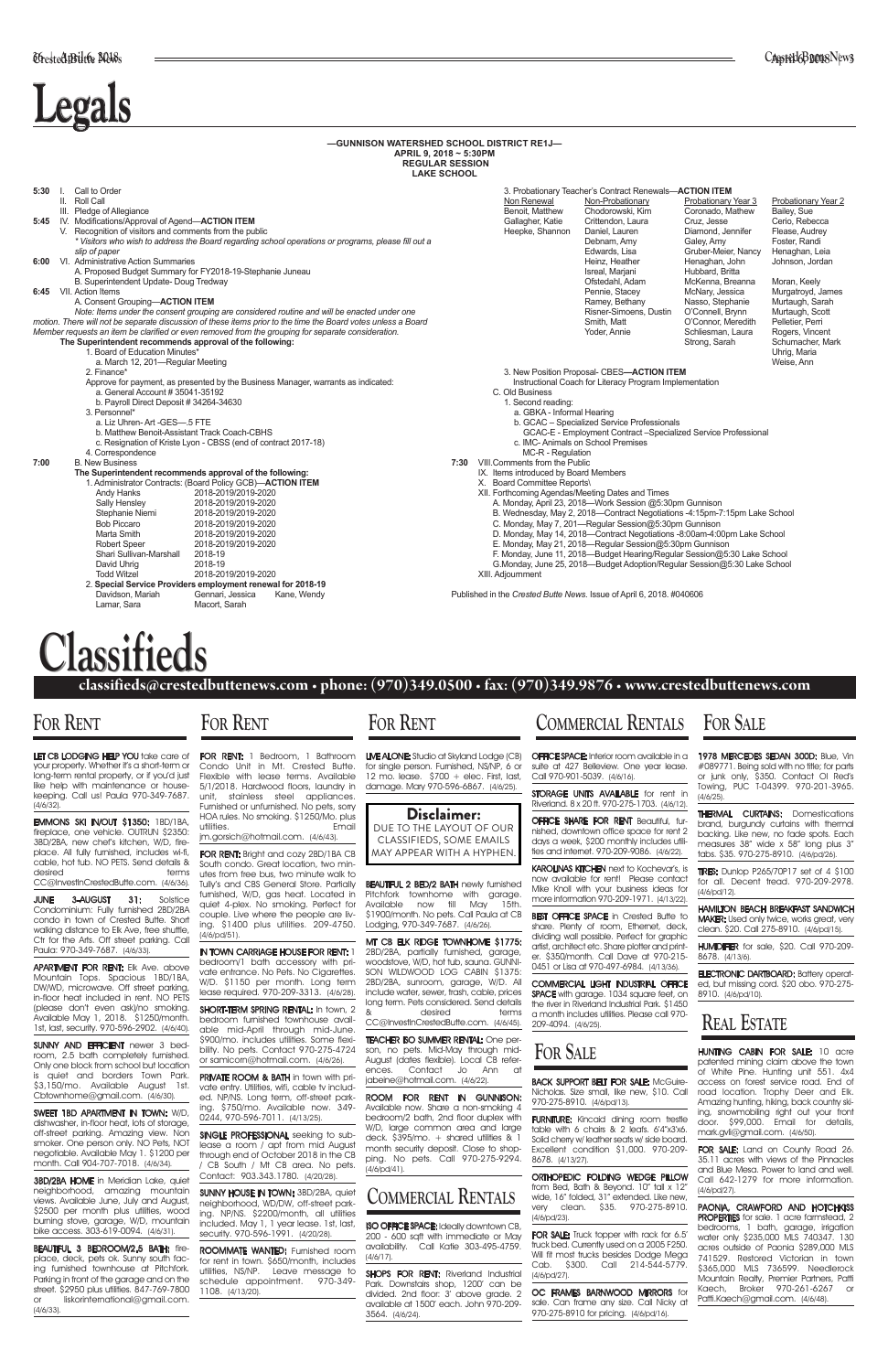# Legals

**—GUNNISON WATERSHED SCHOOL DISTRICT RE1J—**
**APRIL 9, 2018 ~ 5:30PM**
**REGULAR SESSION**
**LAKE SCHOOL**

**5:30** I. Call to Order
II. Roll Call
III. Pledge of Allegiance

**5:45** IV. Modifications/Approval of Agenda—**ACTION ITEM**
V. Recognition of visitors and comments from the public
*\* Visitors who wish to address the Board regarding school operations or programs, please fill out a slip of paper*

**6:00** VI. Administrative Action Summaries
A. Proposed Budget Summary for FY2018-19-Stephanie Juneau
B. Superintendent Update- Doug Tredway

**6:45** VII. Action Items
A. Consent Grouping—**ACTION ITEM**
*Note: Items under the consent grouping are considered routine and will be enacted under one motion. There will not be separate discussion of these items prior to the time the Board votes unless a Board Member requests an item be clarified or even removed from the grouping for separate consideration.*
**The Superintendent recommends approval of the following:**
1. Board of Education Minutes*
a. March 12, 201—Regular Meeting
2. Finance*
Approve for payment, as presented by the Business Manager, warrants as indicated:
a. General Account # 35041-35192
b. Payroll Direct Deposit # 34264-34630
3. Personnel*
a. Liz Uhren- Art -GES—.5 FTE
b. Matthew Benoit-Assistant Track Coach-CBHS
c. Resignation of Kriste Lyon - CBSS (end of contract 2017-18)
4. Correspondence

**7:00** B. New Business
**The Superintendent recommends approval of the following:**
1. Administrator Contracts: (Board Policy GCB)—**ACTION ITEM**

| | |
|---|---|
| Andy Hanks | 2018-2019/2019-2020 |
| Sally Hensley | 2018-2019/2019-2020 |
| Stephanie Niemi | 2018-2019/2019-2020 |
| Bob Piccaro | 2018-2019/2019-2020 |
| Marta Smith | 2018-2019/2019-2020 |
| Robert Speer | 2018-2019/2019-2020 |
| Shari Sullivan-Marshall | 2018-19 |
| David Uhrig | 2018-19 |
| Todd Witzel | 2018-2019/2019-2020 |

2. **Special Service Providers employment renewal for 2018-19**
Davidson, Mariah — Gennari, Jessica — Kane, Wendy
Lamar, Sara — Macort, Sarah

3. Probationary Teacher's Contract Renewals—**ACTION ITEM**

| Non Renewal | Non-Probationary | Probationary Year 3 | Probationary Year 2 |
|---|---|---|---|
| Benoit, Matthew | Chodorowski, Kim | Coronado, Mathew | Bailey, Sue |
| Gallagher, Katie | Crittendon, Laura | Cruz, Jesse | Cerio, Rebecca |
| Heepke, Shannon | Daniel, Lauren | Diamond, Jennifer | Flease, Audrey |
| | Debnam, Amy | Galey, Amy | Foster, Randi |
| | Edwards, Lisa | Gruber-Meier, Nancy | Henaghan, Leia |
| | Heinz, Heather | Henaghan, John | Johnson, Jordan |
| | Isreal, Marjani | Hubbard, Britta | |
| | Ofstedahl, Adam | McKenna, Breanna | Moran, Keely |
| | Pennie, Stacey | McNary, Jessica | Murgatroyd, James |
| | Ramey, Bethany | Nasso, Stephanie | Murtaugh, Sarah |
| | Risner-Simoens, Dustin | O'Connell, Brynn | Murtaugh, Scott |
| | Smith, Matt | O'Connor, Meredith | Pelletier, Perri |
| | Yoder, Annie | Schliesman, Laura | Rogers, Vincent |
| | | Strong, Sarah | Schumacher, Mark |
| | | | Uhrig, Maria |
| | | | Weise, Ann |

3. New Position Proposal- CBES—**ACTION ITEM**
Instructional Coach for Literacy Program Implementation

C. Old Business
1. Second reading:
a. GBKA - Informal Hearing
b. GCAC – Specialized Service Professionals
GCAC-E - Employment Contract –Specialized Service Professional
c. IMC- Animals on School Premises
MC-R - Regulation

**7:30** VIII. Comments from the Public
IX. Items introduced by Board Members
X. Board Committee Reports\
XII. Forthcoming Agendas/Meeting Dates and Times
A. Monday, April 23, 2018—Work Session @5:30pm Gunnison
B. Wednesday, May 2, 2018—Contract Negotiations -4:15pm-7:15pm Lake School
C. Monday, May 7, 201—Regular Session@5:30pm Gunnison
D. Monday, May 14, 2018—Contract Negotiations -8:00am-4:00pm Lake School
E. Monday, May 21, 2018—Regular Session@5:30pm Gunnison
F. Monday, June 11, 2018—Budget Hearing/Regular Session@5:30 Lake School
G. Monday, June 25, 2018—Budget Adoption/Regular Session@5:30 Lake School
XIII. Adjournment

Published in the *Crested Butte News*. Issue of April 6, 2018. #040606

# Classifieds

**classifieds@crestedbuttenews.com • phone: (970)349.0500 • fax: (970)349.9876 • www.crestedbuttenews.com**

## For Rent

**LET CB LODGING HELP YOU** take care of your property. Whether it's a short-term or long-term rental property, or if you'd just like help with maintenance or housekeeping. Call us! Paula 970-349-7687. (4/6/32).

**EMMONS SKI IN/OUT $1350:** 1BD/1BA, fireplace, one vehicle. OUTRUN $2350: 3BD/2BA, new chef's kitchen, W/D, fireplace. All fully furnished, includes wi-fi, cable, hot tub. NO PETS. Send details & desired terms CC@InvestInCrestedButte.com. (4/6/36).

**JUNE 3-AUGUST 31:** Solstice Condominium: Fully furnished 2BD/2BA condo in town of Crested Butte. Short walking distance to Elk Ave, free shuttle, Ctr for the Arts. Off street parking. Call Paula: 970-349-7687. (4/6/33).

**APARTMENT FOR RENT:** Elk Ave. above Mountain Tops. Spacious 1BD/1BA, DW/WD, microwave. Off street parking, in-floor heat included in rent. NO PETS (please don't even ask)/no smoking. Available May 1, 2018. $1250/month. 1st, last, security. 970-596-2902. (4/6/40).

**SUNNY AND EFFICIENT** newer 3 bedroom, 2.5 bath completely furnished. Only one block from school but location is quiet and borders Town Park. $3,150/mo. Available August 1st. Cbtownhome@gmail.com. (4/6/30).

**SWEET 1BD APARTMENT IN TOWN:** W/D, dishwasher, in-floor heat, lots of storage, off-street parking. Amazing view. Non smoker. One person only. No PETS, NOT negotiable. Available May 1. $1200 per month. Call 904-707-7018. (4/6/34).

**3BD/2BA HOME** in Meridian Lake, quiet neighborhood, amazing mountain views. Available June, July and August, $2500 per month plus utilities, wood burning stove, garage, W/D, mountain bike access. 303-619-0094. (4/6/31).

**BEAUTIFUL 3 BEDROOM/2.5 BATH:** fireplace, deck, pets ok. Sunny south facing furnished townhouse at Pitchfork. Parking in front of the garage and on the street. $2950 plus utilities. 847-769-7800 or ilskorinternational@gmail.com. (4/6/33).

**FOR RENT:** 1 Bedroom, 1 Bathroom Condo Unit in Mt. Crested Butte. Flexible with lease terms. Available 5/1/2018. Hardwood floors, laundry in unit, stainless steel appliances. Furnished or unfurnished. No pets, sorry HOA rules. No smoking. $1250/Mo. plus utilities. Email jm.gorsich@hotmail.com. (4/6/43).

**FOR RENT:** Bright and cozy 2BD/1BA CB South condo. Great location, two minutes from free bus, two minute walk to Tully's and CBS General Store. Partially furnished, W/D, gas heat. Located in quiet 4-plex. No smoking. Perfect for couple. Live where the people are living. $1400 plus utilities. 209-4750. (4/6/pd/51).

**IN TOWN CARRIAGE HOUSE FOR RENT:** 1 bedroom/1 bath accessory with private entrance. No Pets. No Cigarettes. W/D. $1150 per month. Long term lease required. 970-209-3313. (4/6/28).

**SHORT-TERM SPRING RENTAL:** In town, 2 bedroom furnished townhouse available mid-April through mid-June. $900/mo. includes utilities. Some flexibility. No pets. Contact 970-275-4724 or samicom@hotmail.com. (4/6/26).

**PRIVATE ROOM & BATH** in town with private entry. Utilities, wifi, cable tv included. NP/NS. Long term, off-street parking. $750/mo. Available now. 349-0244, 970-596-7011. (4/13/25).

**SINGLE PROFESSIONAL** seeking to sublease a room / apt from mid August through end of October 2018 in the CB / CB South / Mt CB area. No pets. Contact: 903.343.1780. (4/20/28).

**SUNNY HOUSE IN TOWN:** 3BD/2BA, quiet neighborhood, WD/DW, off-street parking. NP/NS. $2200/month, all utilities included. May 1, 1 year lease. 1st, last, security. 970-596-1991. (4/20/28).

**ROOMMATE WANTED:** Furnished room for rent in town. $650/month, includes utilities, NS/NP. Leave message to schedule appointment. 970-349-1108. (4/13/20).

**LIVE ALONE:** Studio at Skyland Lodge (CB) for single person. Furnished, NS/NP, 6 or 12 mo. lease. $700 + elec. First, last, damage. Mary 970-596-6867. (4/6/25).

**Disclaimer:**
DUE TO THE LAYOUT OF OUR CLASSIFIEDS, SOME EMAILS MAY APPEAR WITH A HYPHEN.

**BEAUTIFUL 2 BED/2 BATH** newly furnished Pitchfork townhome with garage. Available now till May 15th. $1900/month. No pets. Call Paula at CB Lodging, 970-349-7687. (4/6/26).

**MT CB ELK RIDGE TOWNHOME $1775:** 2BD/2BA, partially furnished, garage, woodstove, W/D, hot tub, sauna. GUNNISON WILDWOOD LOG CABIN $1375: 2BD/2BA, sunroom, garage, W/D. All include water, sewer, trash, cable, prices long term. Pets considered. Send details & desired terms CC@InvestInCrestedButte.com. (4/6/45).

**TEACHER ISO SUMMER RENTAL:** One person, no pets. Mid-May through mid-August (dates flexible). Local CB references. Contact Jo Ann at jabeine@hotmail.com. (4/6/22).

**ROOM FOR RENT IN GUNNISON:** Available now. Share a non-smoking 4 bedroom/2 bath, 2nd floor duplex with W/D, large common area and large deck. $395/mo. + shared utilities & 1 month security deposit. Close to shopping. No pets. Call 970-275-9294. (4/6/pd/41).

## Commercial Rentals

**ISO OFFICE SPACE:** Ideally downtown CB, 200 - 600 sqft with immediate or May availability. Call Scott 303-495-4759. (4/6/17).

**SHOPS FOR RENT:** Riverland Industrial Park. Downstairs shop, 1200' can be divided. 2nd floor: 3' above grade. 2 available at 1500' each. John 970-209-3564. (4/6/24).

**OFFICE SPACE:** Interior room available in a suite at 427 Belleview. One year lease. Call 970-901-5039. (4/6/16).

**STORAGE UNITS AVAILABLE** for rent in Riverland. 8 x 20 ft. 970-275-1703. (4/6/12).

**OFFICE SHARE FOR RENT:** Beautiful, furnished, downtown office space for rent 2 days a week, $200 monthly includes utilities and internet. 970-209-9086. (4/6/22).

**KAROLINA'S KITCHEN** next to Kochevar's, is now available for rent! Please contact Mike Knoll with your business ideas for more information 970-209-1971. (4/13/22).

**BEST OFFICE SPACE** in Crested Butte to share. Plenty of room, Ethernet, deck, dividing wall possible. Perfect for graphic artist, architect etc. Share plotter and printer. $350/month. Call Dave at 970-215-0451 or Lisa at 970-497-6984. (4/13/36).

**COMMERCIAL LIGHT INDUSTRIAL OFFICE SPACE** with garage. 1034 square feet, on the river in Riverland Industrial Park. $1450 a month includes utilities. Please call 970-209-4094. (4/6/25).

## For Sale

**BACK SUPPORT BELT FOR SALE:** McGuire-Nicholas. Size small, like new, $10. Call 970-275-8910. (4/6/pd/13).

**FURNITURE:** Kincaid dining room trestle table with 6 chairs & 2 leafs. 6'4"x3'x6. Solid cherry w/ leather seats w/ side board. Excellent condition $1,000. 970-209-8678. (4/13/27).

**ORTHOPEDIC FOLDING WEDGE PILLOW** from Bed, Bath & Beyond. 10" tall x 12" wide, 16" folded, 31" extended. Like new, very clean. $35. 970-275-8910. (4/6/pd/23).

**FOR SALE:** Truck topper with rack for 6.5' truck bed. Currently used on a 2005 F250. Will fit most trucks besides Dodge Mega Cab. $300. Call 214-544-5779. (4/6/pd/27).

**OC FRAMES BARNWOOD MIRRORS** for sale. Can frame any size. Call Nicky at 970-275-8910 for pricing. (4/6/pd/16).

**1978 MERCEDES SEDAN 300D:** Blue, Vin #089771. Being sold with no title; for parts or junk only, $350. Contact Ol Red's Towing, PUC T-04399. 970-201-3965. (4/6/25).

**THERMAL CURTAINS:** Domestications brand, burgundy curtains with thermal backing. Like new, no fade spots. Each measures 38" wide x 58" long plus 3" tabs. $35. 970-275-8910. (4/6/pd/26).

**TIRES:** Dunlop P265/70P17 set of 4 $100 for all. Decent tread. 970-209-2978. (4/6/pd/12).

**HAMILTON BEACH BREAKFAST SANDWICH MAKER:** Used only twice, works great, very clean. $20. Call 275-8910. (4/6/pd/15).

**HUMIDIFIER** for sale, $20. Call 970-209-8678. (4/13/6).

**ELECTRONIC DARTBOARD:** Battery operated, but missing cord. $20 obo. 970-275-8910. (4/6/pd/10).

## Real Estate

**HUNTING CABIN FOR SALE:** 10 acre patented mining claim above the town of White Pine. Hunting unit 551. 4x4 access on forest service road. End of road location. Trophy Deer and Elk. Amazing hunting, hiking, back country skiing, snowmobiling right out your front door. $99,000. Email for details, mark.gvll@gmail.com. (4/6/50).

**FOR SALE:** Land on County Road 26. 35.11 acres with views of the Pinnacles and Blue Mesa. Power to land and well. Call 642-1279 for more information. (4/6/pd/27).

**PAONIA, CRAWFORD AND HOTCHKISS PROPERTIES** for sale. 1 acre farmstead, 2 bedrooms, 1 bath, garage, irrigation water only $235,000 MLS 740347. 130 acres outside of Paonia $289,000 MLS 741529. Restored Victorian in town $365,000 MLS 736599. Needlerock Mountain Realty, Premier Partners, Patti Kaech, Broker 970-261-6267 or Patti.Kaech@gmail.com. (4/6/48).